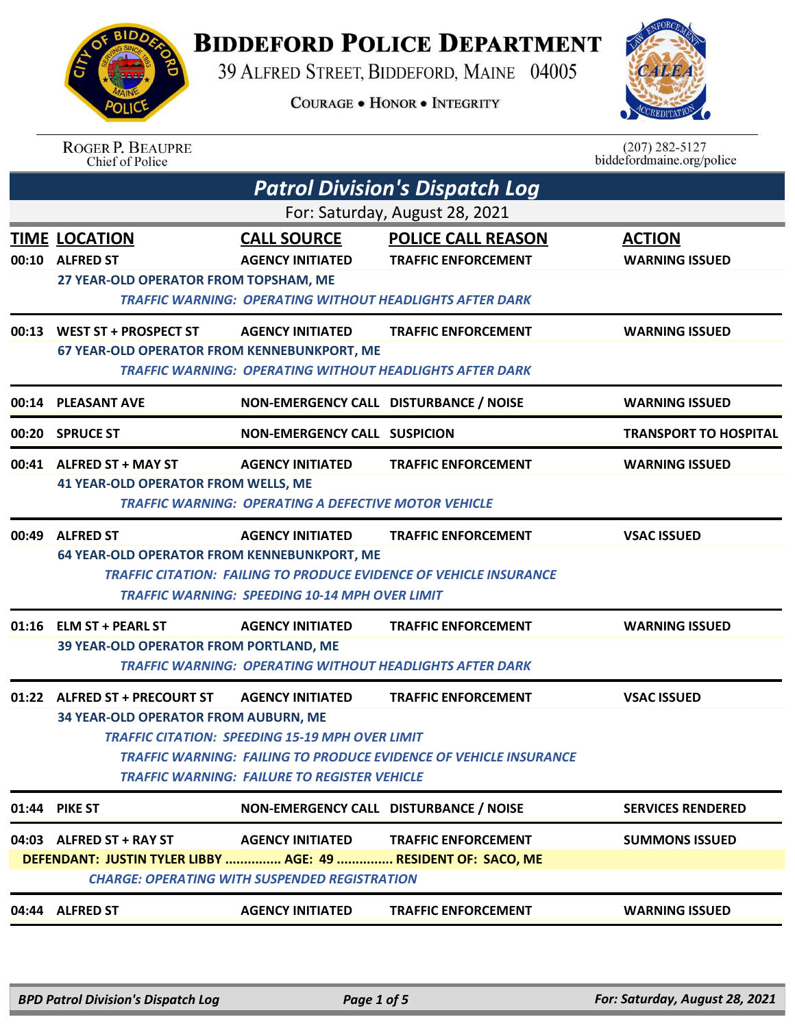# Biddeford Police Department

39 Alfred Street, Biddeford, Maine 04005

Courage • Honor • Integrity

Roger P. Beaupre
Chief of Police

(207) 282-5127
biddefordmaine.org/police

## Patrol Division's Dispatch Log

For: Saturday, August 28, 2021

| TIME | LOCATION | CALL SOURCE | POLICE CALL REASON | ACTION |
|---|---|---|---|---|
| 00:10 | ALFRED ST | AGENCY INITIATED | TRAFFIC ENFORCEMENT | WARNING ISSUED |

27 YEAR-OLD OPERATOR FROM TOPSHAM, ME

*TRAFFIC WARNING: OPERATING WITHOUT HEADLIGHTS AFTER DARK*

| TIME | LOCATION | CALL SOURCE | POLICE CALL REASON | ACTION |
|---|---|---|---|---|
| 00:13 | WEST ST + PROSPECT ST | AGENCY INITIATED | TRAFFIC ENFORCEMENT | WARNING ISSUED |

67 YEAR-OLD OPERATOR FROM KENNEBUNKPORT, ME

*TRAFFIC WARNING: OPERATING WITHOUT HEADLIGHTS AFTER DARK*

| TIME | LOCATION | CALL SOURCE | POLICE CALL REASON | ACTION |
|---|---|---|---|---|
| 00:14 | PLEASANT AVE | NON-EMERGENCY CALL | DISTURBANCE / NOISE | WARNING ISSUED |
| 00:20 | SPRUCE ST | NON-EMERGENCY CALL | SUSPICION | TRANSPORT TO HOSPITAL |
| 00:41 | ALFRED ST + MAY ST | AGENCY INITIATED | TRAFFIC ENFORCEMENT | WARNING ISSUED |

41 YEAR-OLD OPERATOR FROM WELLS, ME

*TRAFFIC WARNING: OPERATING A DEFECTIVE MOTOR VEHICLE*

| TIME | LOCATION | CALL SOURCE | POLICE CALL REASON | ACTION |
|---|---|---|---|---|
| 00:49 | ALFRED ST | AGENCY INITIATED | TRAFFIC ENFORCEMENT | VSAC ISSUED |

64 YEAR-OLD OPERATOR FROM KENNEBUNKPORT, ME

*TRAFFIC CITATION: FAILING TO PRODUCE EVIDENCE OF VEHICLE INSURANCE*

*TRAFFIC WARNING: SPEEDING 10-14 MPH OVER LIMIT*

| TIME | LOCATION | CALL SOURCE | POLICE CALL REASON | ACTION |
|---|---|---|---|---|
| 01:16 | ELM ST + PEARL ST | AGENCY INITIATED | TRAFFIC ENFORCEMENT | WARNING ISSUED |

39 YEAR-OLD OPERATOR FROM PORTLAND, ME

*TRAFFIC WARNING: OPERATING WITHOUT HEADLIGHTS AFTER DARK*

| TIME | LOCATION | CALL SOURCE | POLICE CALL REASON | ACTION |
|---|---|---|---|---|
| 01:22 | ALFRED ST + PRECOURT ST | AGENCY INITIATED | TRAFFIC ENFORCEMENT | VSAC ISSUED |

34 YEAR-OLD OPERATOR FROM AUBURN, ME

*TRAFFIC CITATION: SPEEDING 15-19 MPH OVER LIMIT*

*TRAFFIC WARNING: FAILING TO PRODUCE EVIDENCE OF VEHICLE INSURANCE*

*TRAFFIC WARNING: FAILURE TO REGISTER VEHICLE*

| TIME | LOCATION | CALL SOURCE | POLICE CALL REASON | ACTION |
|---|---|---|---|---|
| 01:44 | PIKE ST | NON-EMERGENCY CALL | DISTURBANCE / NOISE | SERVICES RENDERED |
| 04:03 | ALFRED ST + RAY ST | AGENCY INITIATED | TRAFFIC ENFORCEMENT | SUMMONS ISSUED |

DEFENDANT: JUSTIN TYLER LIBBY ............... AGE: 49 ............... RESIDENT OF: SACO, ME

*CHARGE: OPERATING WITH SUSPENDED REGISTRATION*

| TIME | LOCATION | CALL SOURCE | POLICE CALL REASON | ACTION |
|---|---|---|---|---|
| 04:44 | ALFRED ST | AGENCY INITIATED | TRAFFIC ENFORCEMENT | WARNING ISSUED |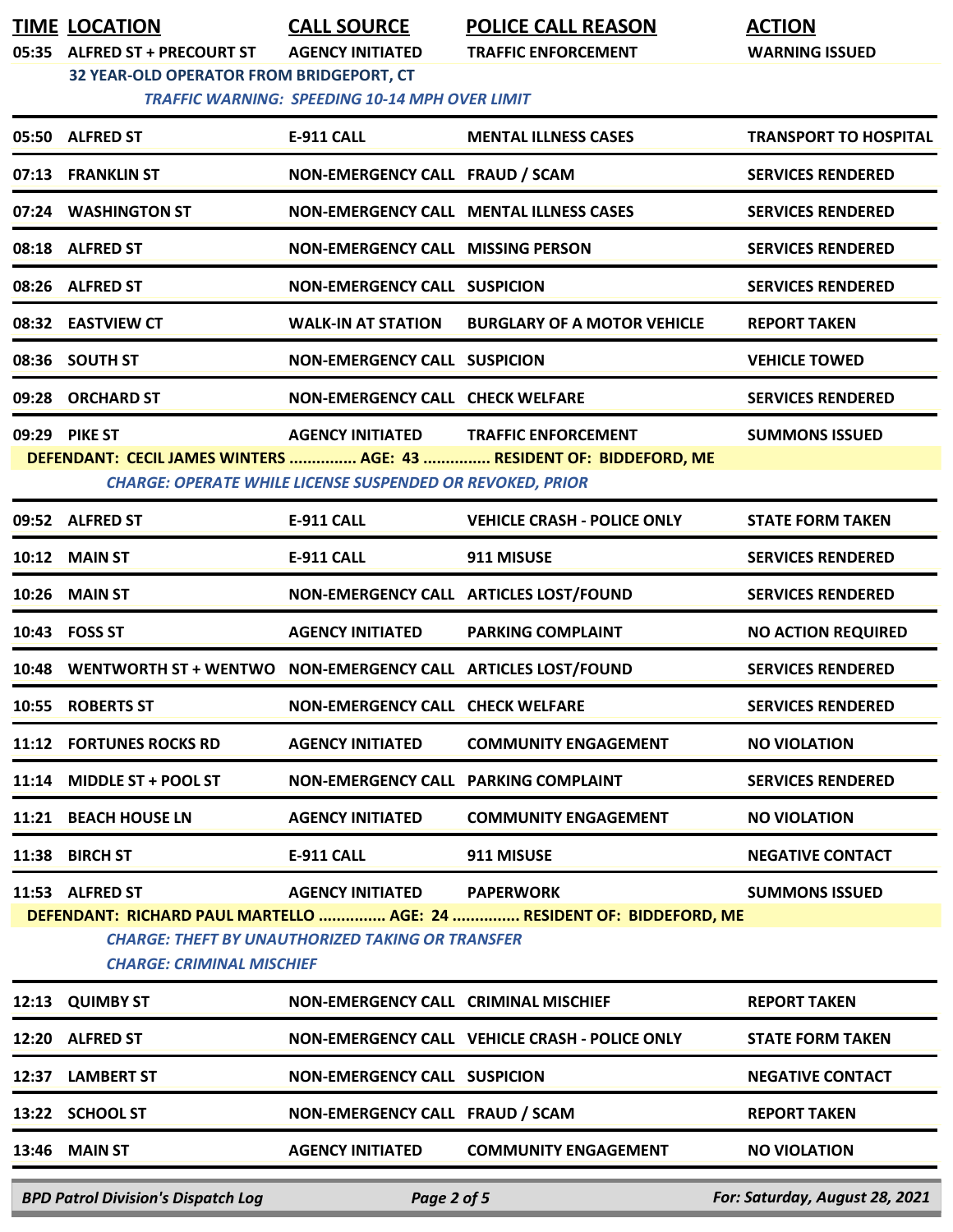| TIME | LOCATION | CALL SOURCE | POLICE CALL REASON | ACTION |
|---|---|---|---|---|
| 05:35 | ALFRED ST + PRECOURT ST | AGENCY INITIATED | TRAFFIC ENFORCEMENT | WARNING ISSUED |
| | 32 YEAR-OLD OPERATOR FROM BRIDGEPORT, CT<br>*TRAFFIC WARNING: SPEEDING 10-14 MPH OVER LIMIT* | | | |
| 05:50 | ALFRED ST | E-911 CALL | MENTAL ILLNESS CASES | TRANSPORT TO HOSPITAL |
| 07:13 | FRANKLIN ST | NON-EMERGENCY CALL | FRAUD / SCAM | SERVICES RENDERED |
| 07:24 | WASHINGTON ST | NON-EMERGENCY CALL | MENTAL ILLNESS CASES | SERVICES RENDERED |
| 08:18 | ALFRED ST | NON-EMERGENCY CALL | MISSING PERSON | SERVICES RENDERED |
| 08:26 | ALFRED ST | NON-EMERGENCY CALL | SUSPICION | SERVICES RENDERED |
| 08:32 | EASTVIEW CT | WALK-IN AT STATION | BURGLARY OF A MOTOR VEHICLE | REPORT TAKEN |
| 08:36 | SOUTH ST | NON-EMERGENCY CALL | SUSPICION | VEHICLE TOWED |
| 09:28 | ORCHARD ST | NON-EMERGENCY CALL | CHECK WELFARE | SERVICES RENDERED |
| 09:29 | PIKE ST | AGENCY INITIATED | TRAFFIC ENFORCEMENT | SUMMONS ISSUED |
| | DEFENDANT: CECIL JAMES WINTERS ............... AGE: 43 ............... RESIDENT OF: BIDDEFORD, ME<br>*CHARGE: OPERATE WHILE LICENSE SUSPENDED OR REVOKED, PRIOR* | | | |
| 09:52 | ALFRED ST | E-911 CALL | VEHICLE CRASH - POLICE ONLY | STATE FORM TAKEN |
| 10:12 | MAIN ST | E-911 CALL | 911 MISUSE | SERVICES RENDERED |
| 10:26 | MAIN ST | NON-EMERGENCY CALL | ARTICLES LOST/FOUND | SERVICES RENDERED |
| 10:43 | FOSS ST | AGENCY INITIATED | PARKING COMPLAINT | NO ACTION REQUIRED |
| 10:48 | WENTWORTH ST + WENTWO | NON-EMERGENCY CALL | ARTICLES LOST/FOUND | SERVICES RENDERED |
| 10:55 | ROBERTS ST | NON-EMERGENCY CALL | CHECK WELFARE | SERVICES RENDERED |
| 11:12 | FORTUNES ROCKS RD | AGENCY INITIATED | COMMUNITY ENGAGEMENT | NO VIOLATION |
| 11:14 | MIDDLE ST + POOL ST | NON-EMERGENCY CALL | PARKING COMPLAINT | SERVICES RENDERED |
| 11:21 | BEACH HOUSE LN | AGENCY INITIATED | COMMUNITY ENGAGEMENT | NO VIOLATION |
| 11:38 | BIRCH ST | E-911 CALL | 911 MISUSE | NEGATIVE CONTACT |
| 11:53 | ALFRED ST | AGENCY INITIATED | PAPERWORK | SUMMONS ISSUED |
| | DEFENDANT: RICHARD PAUL MARTELLO ............... AGE: 24 ............... RESIDENT OF: BIDDEFORD, ME<br>*CHARGE: THEFT BY UNAUTHORIZED TAKING OR TRANSFER*<br>*CHARGE: CRIMINAL MISCHIEF* | | | |
| 12:13 | QUIMBY ST | NON-EMERGENCY CALL | CRIMINAL MISCHIEF | REPORT TAKEN |
| 12:20 | ALFRED ST | NON-EMERGENCY CALL | VEHICLE CRASH - POLICE ONLY | STATE FORM TAKEN |
| 12:37 | LAMBERT ST | NON-EMERGENCY CALL | SUSPICION | NEGATIVE CONTACT |
| 13:22 | SCHOOL ST | NON-EMERGENCY CALL | FRAUD / SCAM | REPORT TAKEN |
| 13:46 | MAIN ST | AGENCY INITIATED | COMMUNITY ENGAGEMENT | NO VIOLATION |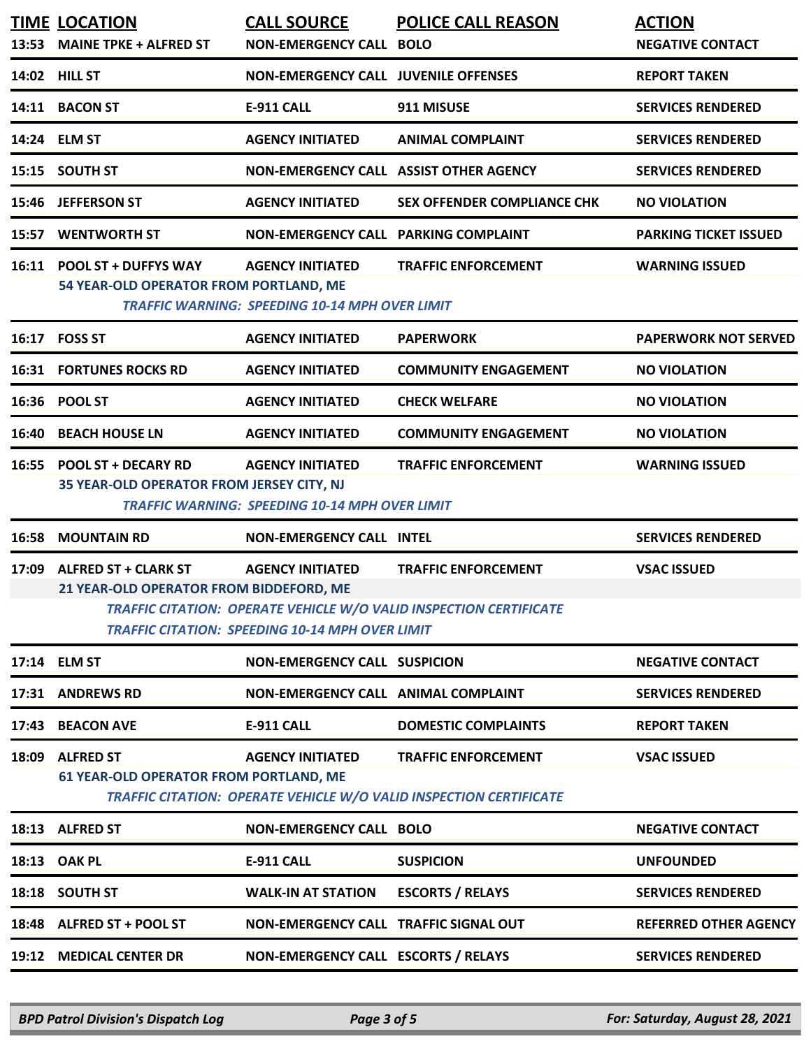| TIME | LOCATION | CALL SOURCE | POLICE CALL REASON | ACTION |
|---|---|---|---|---|
| 13:53 | MAINE TPKE + ALFRED ST | NON-EMERGENCY CALL | BOLO | NEGATIVE CONTACT |
| 14:02 | HILL ST | NON-EMERGENCY CALL | JUVENILE OFFENSES | REPORT TAKEN |
| 14:11 | BACON ST | E-911 CALL | 911 MISUSE | SERVICES RENDERED |
| 14:24 | ELM ST | AGENCY INITIATED | ANIMAL COMPLAINT | SERVICES RENDERED |
| 15:15 | SOUTH ST | NON-EMERGENCY CALL | ASSIST OTHER AGENCY | SERVICES RENDERED |
| 15:46 | JEFFERSON ST | AGENCY INITIATED | SEX OFFENDER COMPLIANCE CHK | NO VIOLATION |
| 15:57 | WENTWORTH ST | NON-EMERGENCY CALL | PARKING COMPLAINT | PARKING TICKET ISSUED |
| 16:11 | POOL ST + DUFFYS WAY | AGENCY INITIATED | TRAFFIC ENFORCEMENT | WARNING ISSUED |
| | 54 YEAR-OLD OPERATOR FROM PORTLAND, ME<br>*TRAFFIC WARNING: SPEEDING 10-14 MPH OVER LIMIT* | | | |
| 16:17 | FOSS ST | AGENCY INITIATED | PAPERWORK | PAPERWORK NOT SERVED |
| 16:31 | FORTUNES ROCKS RD | AGENCY INITIATED | COMMUNITY ENGAGEMENT | NO VIOLATION |
| 16:36 | POOL ST | AGENCY INITIATED | CHECK WELFARE | NO VIOLATION |
| 16:40 | BEACH HOUSE LN | AGENCY INITIATED | COMMUNITY ENGAGEMENT | NO VIOLATION |
| 16:55 | POOL ST + DECARY RD | AGENCY INITIATED | TRAFFIC ENFORCEMENT | WARNING ISSUED |
| | 35 YEAR-OLD OPERATOR FROM JERSEY CITY, NJ<br>*TRAFFIC WARNING: SPEEDING 10-14 MPH OVER LIMIT* | | | |
| 16:58 | MOUNTAIN RD | NON-EMERGENCY CALL | INTEL | SERVICES RENDERED |
| 17:09 | ALFRED ST + CLARK ST | AGENCY INITIATED | TRAFFIC ENFORCEMENT | VSAC ISSUED |
| | 21 YEAR-OLD OPERATOR FROM BIDDEFORD, ME<br>*TRAFFIC CITATION: OPERATE VEHICLE W/O VALID INSPECTION CERTIFICATE*<br>*TRAFFIC CITATION: SPEEDING 10-14 MPH OVER LIMIT* | | | |
| 17:14 | ELM ST | NON-EMERGENCY CALL | SUSPICION | NEGATIVE CONTACT |
| 17:31 | ANDREWS RD | NON-EMERGENCY CALL | ANIMAL COMPLAINT | SERVICES RENDERED |
| 17:43 | BEACON AVE | E-911 CALL | DOMESTIC COMPLAINTS | REPORT TAKEN |
| 18:09 | ALFRED ST | AGENCY INITIATED | TRAFFIC ENFORCEMENT | VSAC ISSUED |
| | 61 YEAR-OLD OPERATOR FROM PORTLAND, ME<br>*TRAFFIC CITATION: OPERATE VEHICLE W/O VALID INSPECTION CERTIFICATE* | | | |
| 18:13 | ALFRED ST | NON-EMERGENCY CALL | BOLO | NEGATIVE CONTACT |
| 18:13 | OAK PL | E-911 CALL | SUSPICION | UNFOUNDED |
| 18:18 | SOUTH ST | WALK-IN AT STATION | ESCORTS / RELAYS | SERVICES RENDERED |
| 18:48 | ALFRED ST + POOL ST | NON-EMERGENCY CALL | TRAFFIC SIGNAL OUT | REFERRED OTHER AGENCY |
| 19:12 | MEDICAL CENTER DR | NON-EMERGENCY CALL | ESCORTS / RELAYS | SERVICES RENDERED |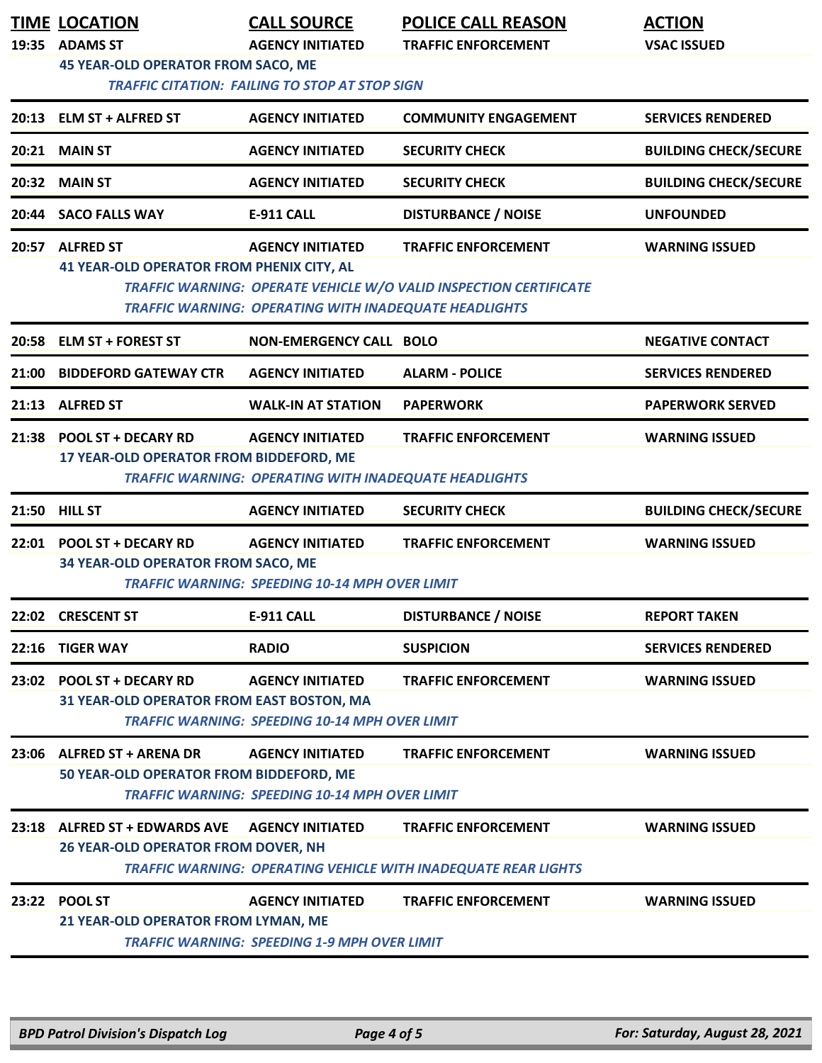| TIME | LOCATION | CALL SOURCE | POLICE CALL REASON | ACTION |
|---|---|---|---|---|
| 19:35 | ADAMS ST | AGENCY INITIATED | TRAFFIC ENFORCEMENT | VSAC ISSUED |
| | 45 YEAR-OLD OPERATOR FROM SACO, ME | | | |
| | *TRAFFIC CITATION: FAILING TO STOP AT STOP SIGN* | | | |
| 20:13 | ELM ST + ALFRED ST | AGENCY INITIATED | COMMUNITY ENGAGEMENT | SERVICES RENDERED |
| 20:21 | MAIN ST | AGENCY INITIATED | SECURITY CHECK | BUILDING CHECK/SECURE |
| 20:32 | MAIN ST | AGENCY INITIATED | SECURITY CHECK | BUILDING CHECK/SECURE |
| 20:44 | SACO FALLS WAY | E-911 CALL | DISTURBANCE / NOISE | UNFOUNDED |
| 20:57 | ALFRED ST | AGENCY INITIATED | TRAFFIC ENFORCEMENT | WARNING ISSUED |
| | 41 YEAR-OLD OPERATOR FROM PHENIX CITY, AL | | | |
| | *TRAFFIC WARNING: OPERATE VEHICLE W/O VALID INSPECTION CERTIFICATE* | | | |
| | *TRAFFIC WARNING: OPERATING WITH INADEQUATE HEADLIGHTS* | | | |
| 20:58 | ELM ST + FOREST ST | NON-EMERGENCY CALL | BOLO | NEGATIVE CONTACT |
| 21:00 | BIDDEFORD GATEWAY CTR | AGENCY INITIATED | ALARM - POLICE | SERVICES RENDERED |
| 21:13 | ALFRED ST | WALK-IN AT STATION | PAPERWORK | PAPERWORK SERVED |
| 21:38 | POOL ST + DECARY RD | AGENCY INITIATED | TRAFFIC ENFORCEMENT | WARNING ISSUED |
| | 17 YEAR-OLD OPERATOR FROM BIDDEFORD, ME | | | |
| | *TRAFFIC WARNING: OPERATING WITH INADEQUATE HEADLIGHTS* | | | |
| 21:50 | HILL ST | AGENCY INITIATED | SECURITY CHECK | BUILDING CHECK/SECURE |
| 22:01 | POOL ST + DECARY RD | AGENCY INITIATED | TRAFFIC ENFORCEMENT | WARNING ISSUED |
| | 34 YEAR-OLD OPERATOR FROM SACO, ME | | | |
| | *TRAFFIC WARNING: SPEEDING 10-14 MPH OVER LIMIT* | | | |
| 22:02 | CRESCENT ST | E-911 CALL | DISTURBANCE / NOISE | REPORT TAKEN |
| 22:16 | TIGER WAY | RADIO | SUSPICION | SERVICES RENDERED |
| 23:02 | POOL ST + DECARY RD | AGENCY INITIATED | TRAFFIC ENFORCEMENT | WARNING ISSUED |
| | 31 YEAR-OLD OPERATOR FROM EAST BOSTON, MA | | | |
| | *TRAFFIC WARNING: SPEEDING 10-14 MPH OVER LIMIT* | | | |
| 23:06 | ALFRED ST + ARENA DR | AGENCY INITIATED | TRAFFIC ENFORCEMENT | WARNING ISSUED |
| | 50 YEAR-OLD OPERATOR FROM BIDDEFORD, ME | | | |
| | *TRAFFIC WARNING: SPEEDING 10-14 MPH OVER LIMIT* | | | |
| 23:18 | ALFRED ST + EDWARDS AVE | AGENCY INITIATED | TRAFFIC ENFORCEMENT | WARNING ISSUED |
| | 26 YEAR-OLD OPERATOR FROM DOVER, NH | | | |
| | *TRAFFIC WARNING: OPERATING VEHICLE WITH INADEQUATE REAR LIGHTS* | | | |
| 23:22 | POOL ST | AGENCY INITIATED | TRAFFIC ENFORCEMENT | WARNING ISSUED |
| | 21 YEAR-OLD OPERATOR FROM LYMAN, ME | | | |
| | *TRAFFIC WARNING: SPEEDING 1-9 MPH OVER LIMIT* | | | |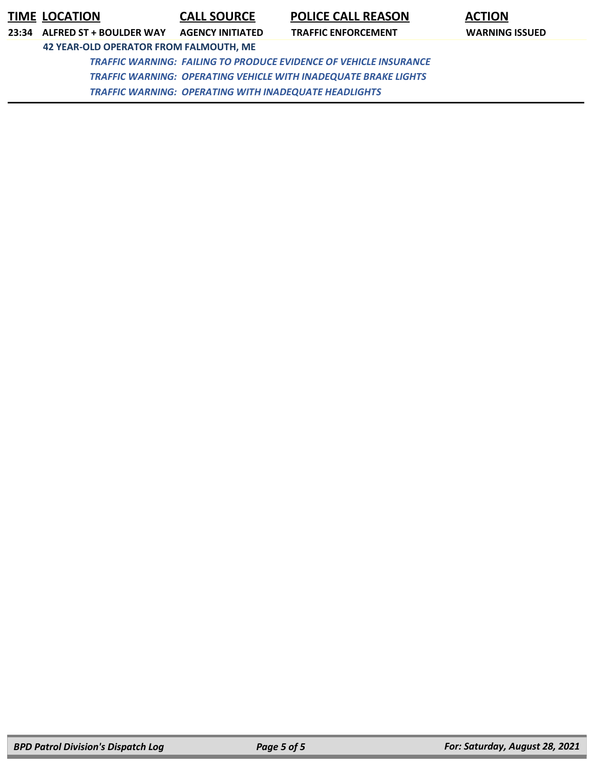| TIME | LOCATION | CALL SOURCE | POLICE CALL REASON | ACTION |
| --- | --- | --- | --- | --- |
| 23:34 | ALFRED ST + BOULDER WAY | AGENCY INITIATED | TRAFFIC ENFORCEMENT | WARNING ISSUED |

**42 YEAR-OLD OPERATOR FROM FALMOUTH, ME**

*TRAFFIC WARNING: FAILING TO PRODUCE EVIDENCE OF VEHICLE INSURANCE*

*TRAFFIC WARNING: OPERATING VEHICLE WITH INADEQUATE BRAKE LIGHTS*

*TRAFFIC WARNING: OPERATING WITH INADEQUATE HEADLIGHTS*